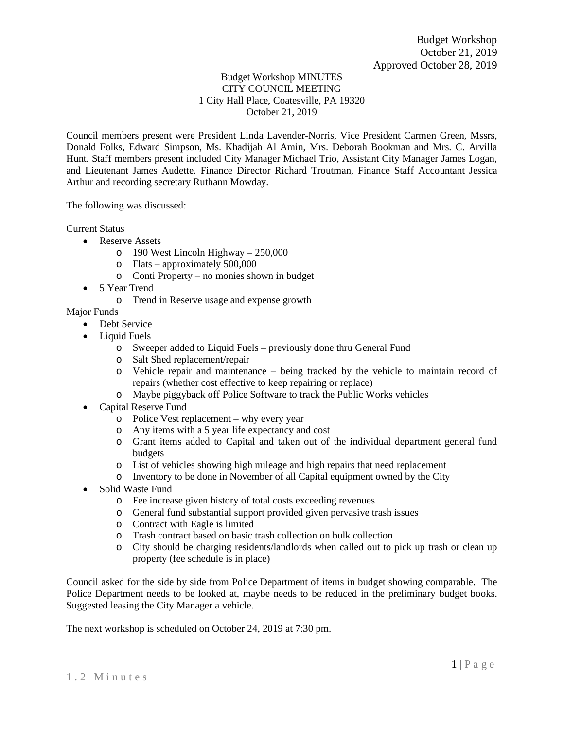Budget Workshop
October 21, 2019
Approved October 28, 2019

Budget Workshop MINUTES
CITY COUNCIL MEETING
1 City Hall Place, Coatesville, PA 19320
October 21, 2019

Council members present were President Linda Lavender-Norris, Vice President Carmen Green, Mssrs, Donald Folks, Edward Simpson, Ms. Khadijah Al Amin, Mrs. Deborah Bookman and Mrs. C. Arvilla Hunt. Staff members present included City Manager Michael Trio, Assistant City Manager James Logan, and Lieutenant James Audette. Finance Director Richard Troutman, Finance Staff Accountant Jessica Arthur and recording secretary Ruthann Mowday.

The following was discussed:

Current Status

- Reserve Assets
    - 190 West Lincoln Highway – 250,000
    - Flats – approximately 500,000
    - Conti Property – no monies shown in budget
- 5 Year Trend
    - Trend in Reserve usage and expense growth

Major Funds

- Debt Service
- Liquid Fuels
    - Sweeper added to Liquid Fuels – previously done thru General Fund
    - Salt Shed replacement/repair
    - Vehicle repair and maintenance – being tracked by the vehicle to maintain record of repairs (whether cost effective to keep repairing or replace)
    - Maybe piggyback off Police Software to track the Public Works vehicles
- Capital Reserve Fund
    - Police Vest replacement – why every year
    - Any items with a 5 year life expectancy and cost
    - Grant items added to Capital and taken out of the individual department general fund budgets
    - List of vehicles showing high mileage and high repairs that need replacement
    - Inventory to be done in November of all Capital equipment owned by the City
- Solid Waste Fund
    - Fee increase given history of total costs exceeding revenues
    - General fund substantial support provided given pervasive trash issues
    - Contract with Eagle is limited
    - Trash contract based on basic trash collection on bulk collection
    - City should be charging residents/landlords when called out to pick up trash or clean up property (fee schedule is in place)

Council asked for the side by side from Police Department of items in budget showing comparable. The Police Department needs to be looked at, maybe needs to be reduced in the preliminary budget books. Suggested leasing the City Manager a vehicle.

The next workshop is scheduled on October 24, 2019 at 7:30 pm.